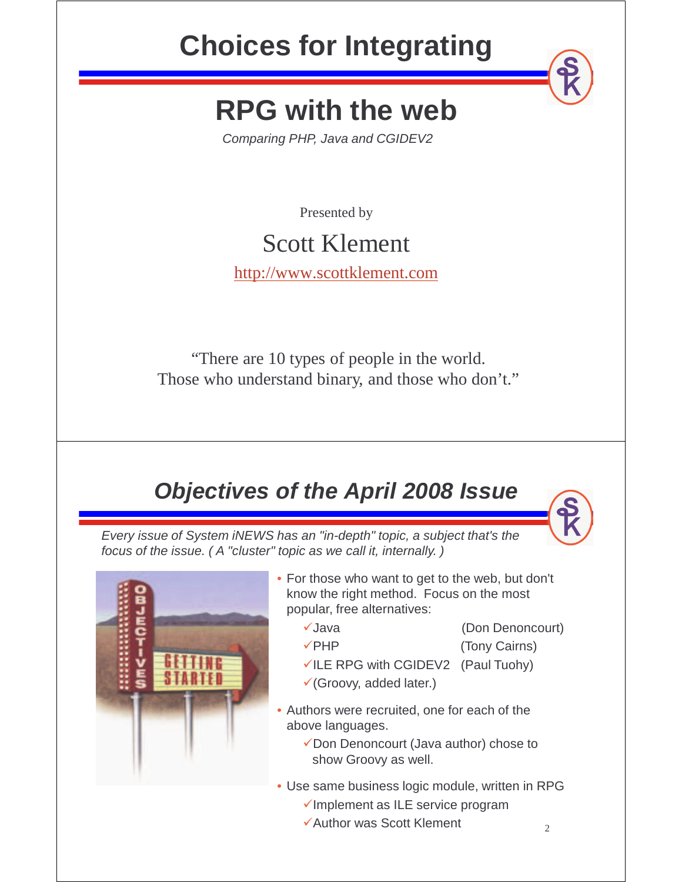# Choices for Integrating

# RPG with the web

*Comparing PHP, Java and CGIDEV2*

Presented by

Scott Klement

http://www.scottklement.com

"There are 10 types of people in the world.
Those who understand binary, and those who don't."

---

## *Objectives of the April 2008 Issue*

*Every issue of System iNEWS has an "in-depth" topic, a subject that's the focus of the issue. ( A "cluster" topic as we call it, internally. )*

- For those who want to get to the web, but don't know the right method. Focus on the most popular, free alternatives:
  - ✓Java (Don Denoncourt)
  - ✓PHP (Tony Cairns)
  - ✓ILE RPG with CGIDEV2 (Paul Tuohy)
  - ✓(Groovy, added later.)
- Authors were recruited, one for each of the above languages.
  - ✓Don Denoncourt (Java author) chose to show Groovy as well.
- Use same business logic module, written in RPG
  - ✓Implement as ILE service program
  - ✓Author was Scott Klement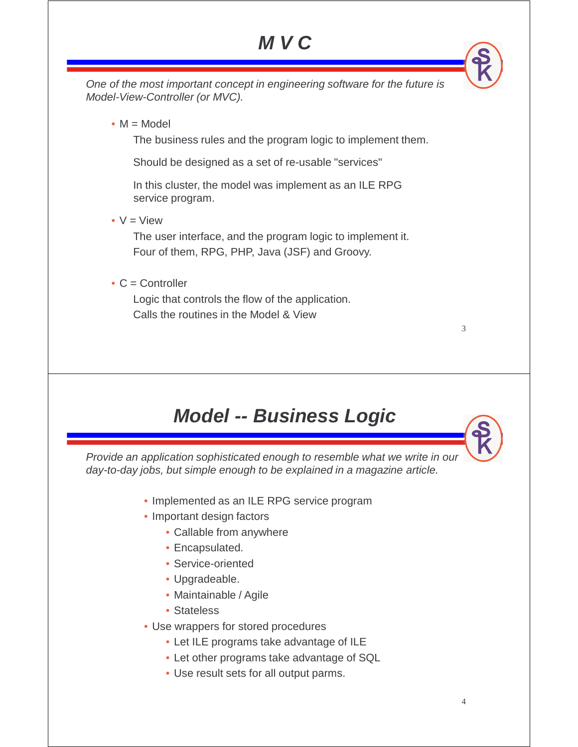# M V C

*One of the most important concept in engineering software for the future is Model-View-Controller (or MVC).*

- M = Model

  The business rules and the program logic to implement them.

  Should be designed as a set of re-usable "services"

  In this cluster, the model was implement as an ILE RPG service program.

- V = View

  The user interface, and the program logic to implement it.
  Four of them, RPG, PHP, Java (JSF) and Groovy.

- C = Controller

  Logic that controls the flow of the application.
  Calls the routines in the Model & View

# Model -- Business Logic

*Provide an application sophisticated enough to resemble what we write in our day-to-day jobs, but simple enough to be explained in a magazine article.*

- Implemented as an ILE RPG service program
- Important design factors
  - Callable from anywhere
  - Encapsulated.
  - Service-oriented
  - Upgradeable.
  - Maintainable / Agile
  - Stateless
- Use wrappers for stored procedures
  - Let ILE programs take advantage of ILE
  - Let other programs take advantage of SQL
  - Use result sets for all output parms.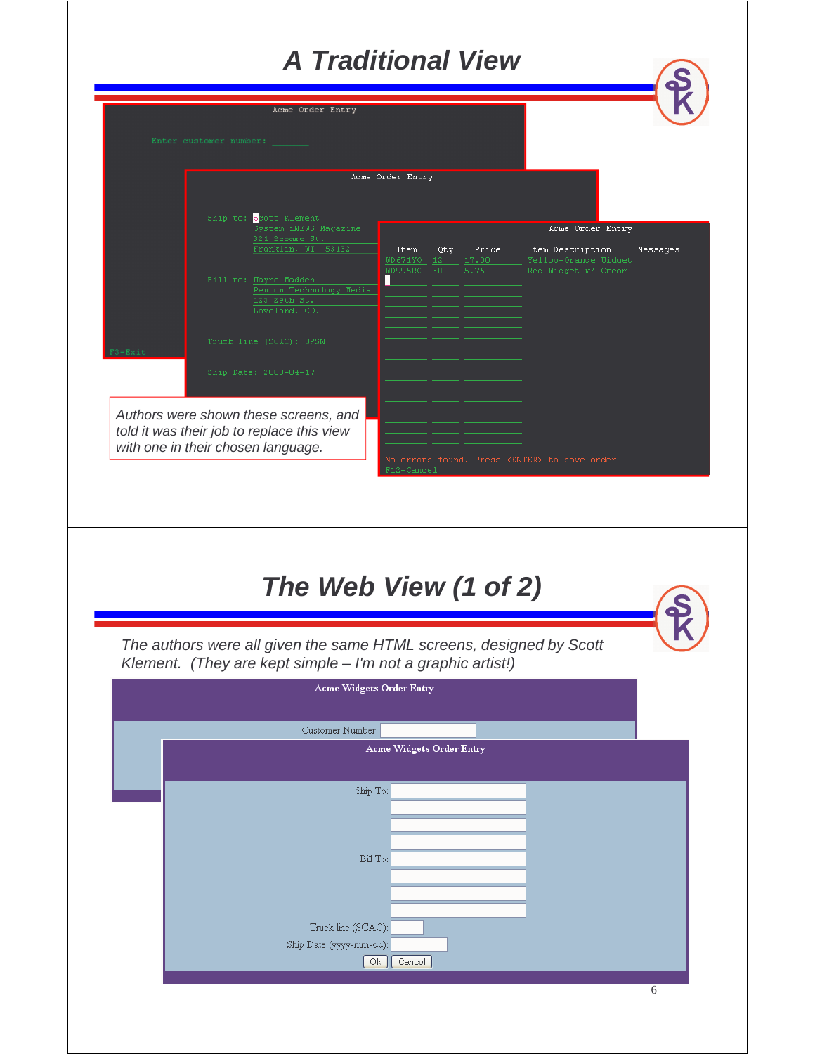# A Traditional View

Acme Order Entry

Enter customer number: ______

F3=Exit

Acme Order Entry

Ship to: Scott Klement
System iNEWS Magazine
321 Sesame St.
Franklin, WI 53132

Bill to: Wayne Madden
Penton Technology Media
123 29th St.
Loveland, CO.

Truck line (SCAC): UPSN

Ship Date: 2008-04-17

Acme Order Entry

| Item | Qty | Price | Item Description | Messages |
|---|---|---|---|---|
| WD671Y0 | 12 | 17.00 | Yellow-Orange Widget | |
| WD995RC | 30 | 5.75 | Red Widget w/ Cream | |

No errors found. Press <ENTER> to save order
F12=Cancel

*Authors were shown these screens, and told it was their job to replace this view with one in their chosen language.*

# The Web View (1 of 2)

*The authors were all given the same HTML screens, designed by Scott Klement. (They are kept simple – I'm not a graphic artist!)*

Acme Widgets Order Entry

Customer Number:

Acme Widgets Order Entry

Ship To:

Bill To:

Truck line (SCAC):

Ship Date (yyyy-mm-dd):

Ok | Cancel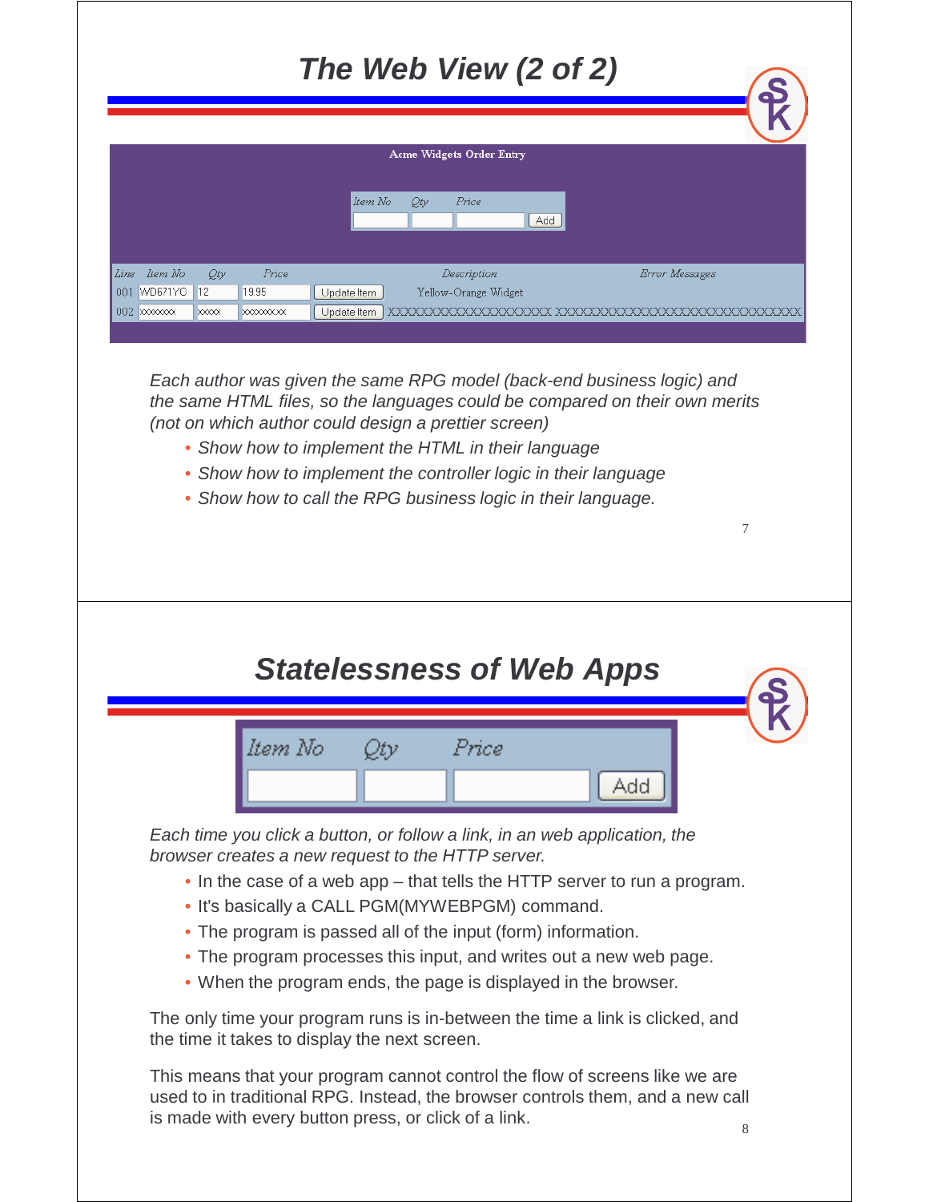# The Web View (2 of 2)

Acme Widgets Order Entry

| Item No | Qty | Price | |
|---|---|---|---|
| | | | Add |

| Line | Item No | Qty | Price | | Description | Error Messages |
|---|---|---|---|---|---|---|
| 001 | WD671YO | 12 | 19.95 | Update Item | Yellow-Orange Widget | |
| 002 | xxxxxxxx | xxxxx | xxxxxxxx.xx | Update Item | XXXXXXXXXXXXXXXXXXX | XXXXXXXXXXXXXXXXXXXXXXXXXXXXXX |

*Each author was given the same RPG model (back-end business logic) and the same HTML files, so the languages could be compared on their own merits (not on which author could design a prettier screen)*

- *Show how to implement the HTML in their language*
- *Show how to implement the controller logic in their language*
- *Show how to call the RPG business logic in their language.*

# Statelessness of Web Apps

| Item No | Qty | Price | |
|---|---|---|---|
| | | | Add |

*Each time you click a button, or follow a link, in an web application, the browser creates a new request to the HTTP server.*

- In the case of a web app – that tells the HTTP server to run a program.
- It's basically a CALL PGM(MYWEBPGM) command.
- The program is passed all of the input (form) information.
- The program processes this input, and writes out a new web page.
- When the program ends, the page is displayed in the browser.

The only time your program runs is in-between the time a link is clicked, and the time it takes to display the next screen.

This means that your program cannot control the flow of screens like we are used to in traditional RPG. Instead, the browser controls them, and a new call is made with every button press, or click of a link.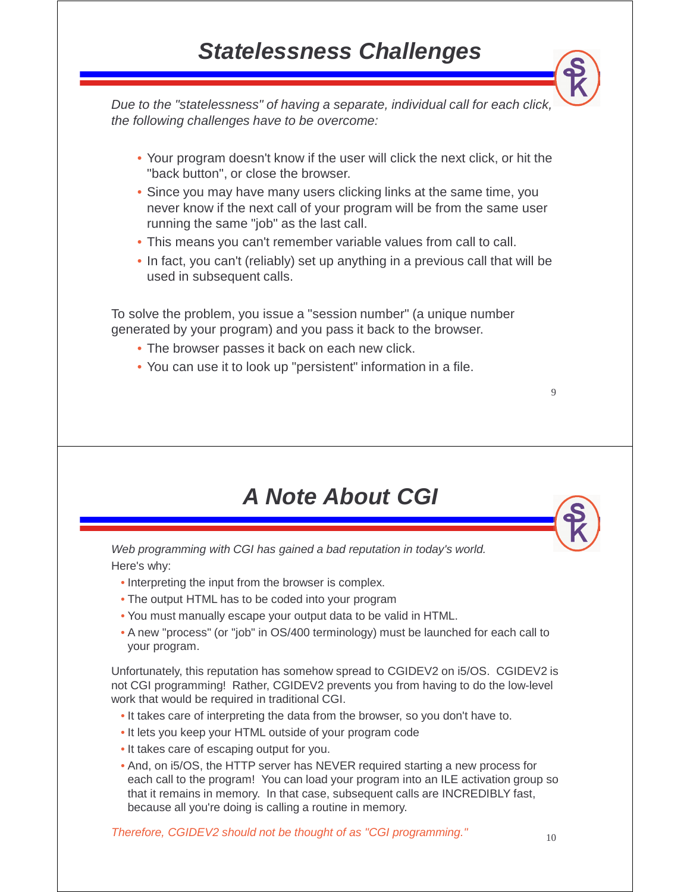# Statelessness Challenges

*Due to the "statelessness" of having a separate, individual call for each click, the following challenges have to be overcome:*

- Your program doesn't know if the user will click the next click, or hit the "back button", or close the browser.
- Since you may have many users clicking links at the same time, you never know if the next call of your program will be from the same user running the same "job" as the last call.
- This means you can't remember variable values from call to call.
- In fact, you can't (reliably) set up anything in a previous call that will be used in subsequent calls.

To solve the problem, you issue a "session number" (a unique number generated by your program) and you pass it back to the browser.

- The browser passes it back on each new click.
- You can use it to look up "persistent" information in a file.

# A Note About CGI

*Web programming with CGI has gained a bad reputation in today's world.*

Here's why:

- Interpreting the input from the browser is complex.
- The output HTML has to be coded into your program
- You must manually escape your output data to be valid in HTML.
- A new "process" (or "job" in OS/400 terminology) must be launched for each call to your program.

Unfortunately, this reputation has somehow spread to CGIDEV2 on i5/OS. CGIDEV2 is not CGI programming! Rather, CGIDEV2 prevents you from having to do the low-level work that would be required in traditional CGI.

- It takes care of interpreting the data from the browser, so you don't have to.
- It lets you keep your HTML outside of your program code
- It takes care of escaping output for you.
- And, on i5/OS, the HTTP server has NEVER required starting a new process for each call to the program! You can load your program into an ILE activation group so that it remains in memory. In that case, subsequent calls are INCREDIBLY fast, because all you're doing is calling a routine in memory.

*Therefore, CGIDEV2 should not be thought of as "CGI programming."*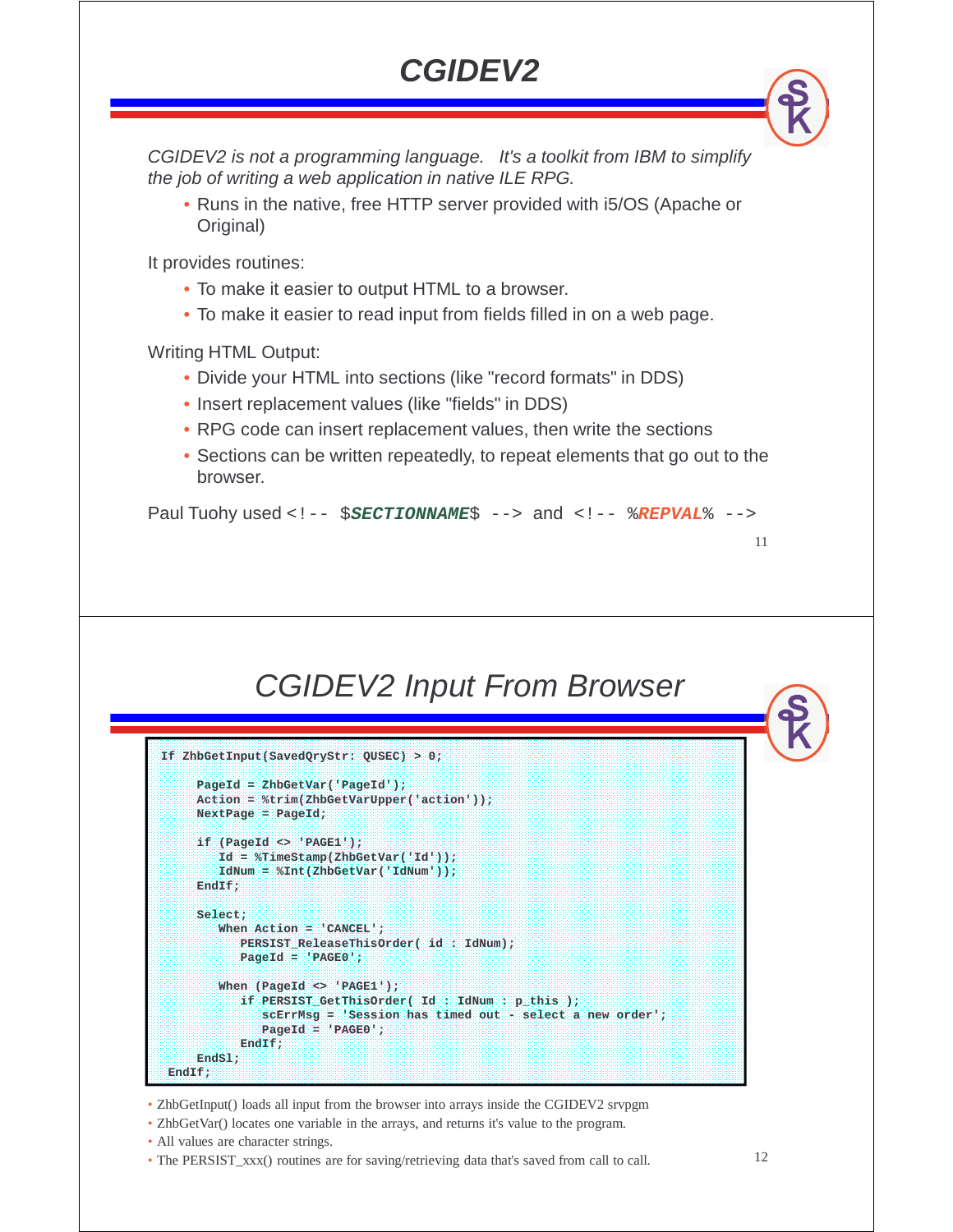# CGIDEV2

*CGIDEV2 is not a programming language. It's a toolkit from IBM to simplify the job of writing a web application in native ILE RPG.*

- Runs in the native, free HTTP server provided with i5/OS (Apache or Original)

It provides routines:

- To make it easier to output HTML to a browser.
- To make it easier to read input from fields filled in on a web page.

Writing HTML Output:

- Divide your HTML into sections (like "record formats" in DDS)
- Insert replacement values (like "fields" in DDS)
- RPG code can insert replacement values, then write the sections
- Sections can be written repeatedly, to repeat elements that go out to the browser.

Paul Tuohy used `<!-- $SECTIONNAME$ -->` and `<!-- %REPVAL% -->`

# CGIDEV2 Input From Browser

```
If ZhbGetInput(SavedQryStr: QUSEC) > 0;

     PageId = ZhbGetVar('PageId');
     Action = %trim(ZhbGetVarUpper('action'));
     NextPage = PageId;

     if (PageId <> 'PAGE1');
        Id = %TimeStamp(ZhbGetVar('Id'));
        IdNum = %Int(ZhbGetVar('IdNum'));
     EndIf;

     Select;
        When Action = 'CANCEL';
           PERSIST_ReleaseThisOrder( id : IdNum);
           PageId = 'PAGE0';

        When (PageId <> 'PAGE1');
           if PERSIST_GetThisOrder( Id : IdNum : p_this );
              scErrMsg = 'Session has timed out - select a new order';
              PageId = 'PAGE0';
           EndIf;
     EndSl;
 EndIf;
```

- ZhbGetInput() loads all input from the browser into arrays inside the CGIDEV2 srvpgm
- ZhbGetVar() locates one variable in the arrays, and returns it's value to the program.
- All values are character strings.
- The PERSIST_xxx() routines are for saving/retrieving data that's saved from call to call.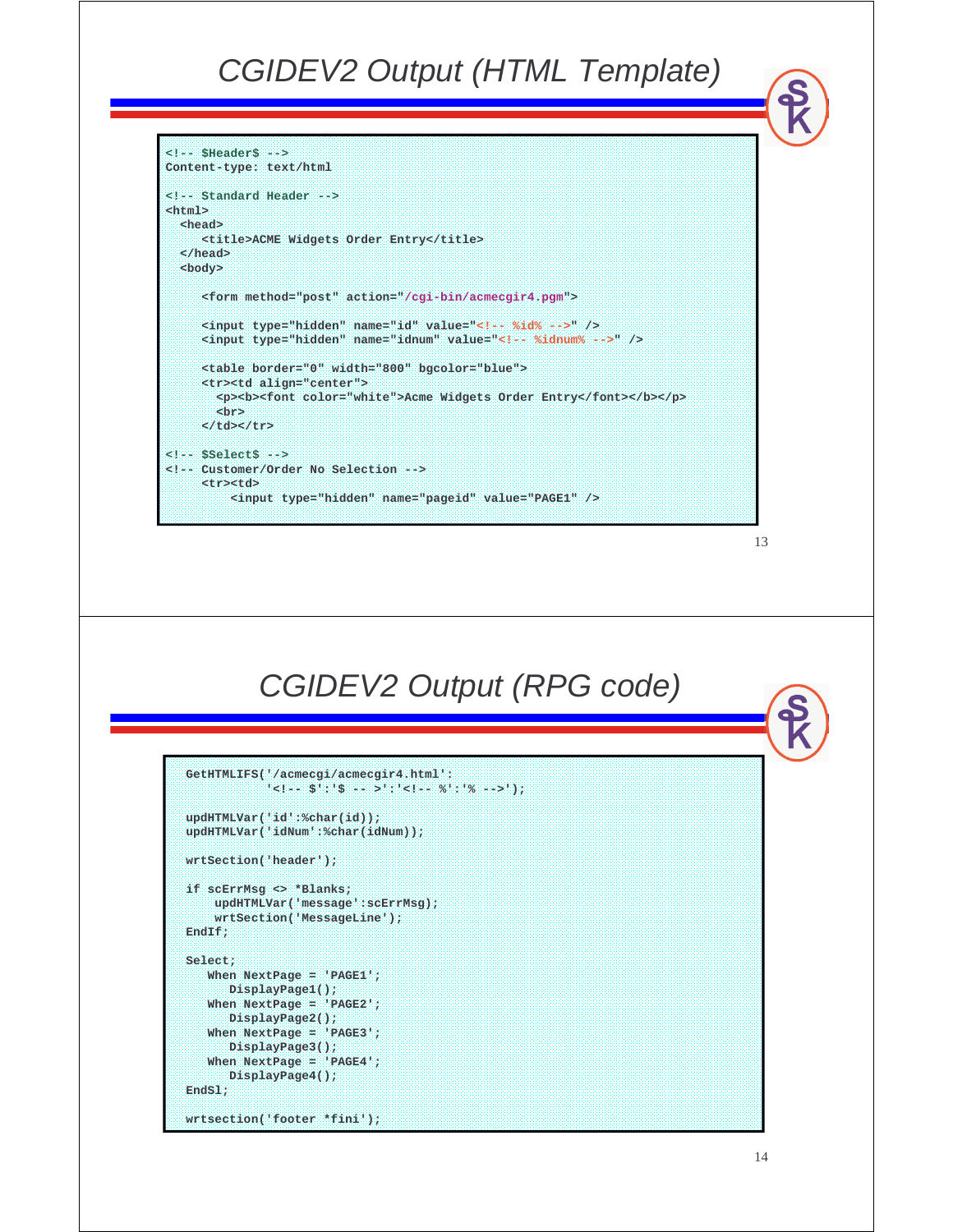# CGIDEV2 Output (HTML Template)

```
<!-- $Header$ -->
Content-type: text/html

<!-- Standard Header -->
<html>
  <head>
     <title>ACME Widgets Order Entry</title>
  </head>
  <body>

     <form method="post" action="/cgi-bin/acmecgir4.pgm">

     <input type="hidden" name="id" value="<!-- %id% -->" />
     <input type="hidden" name="idnum" value="<!-- %idnum% -->" />

     <table border="0" width="800" bgcolor="blue">
     <tr><td align="center">
       <p><b><font color="white">Acme Widgets Order Entry</font></b></p>
       <br>
     </td></tr>

<!-- $Select$ -->
<!-- Customer/Order No Selection -->
     <tr><td>
         <input type="hidden" name="pageid" value="PAGE1" />
```

# CGIDEV2 Output (RPG code)

```
GetHTMLIFS('/acmecgi/acmecgir4.html':
           '<!-- $':'$ -- >':'<!-- %':'% -->');

updHTMLVar('id':%char(id));
updHTMLVar('idNum':%char(idNum));

wrtSection('header');

if scErrMsg <> *Blanks;
    updHTMLVar('message':scErrMsg);
    wrtSection('MessageLine');
EndIf;

Select;
   When NextPage = 'PAGE1';
      DisplayPage1();
   When NextPage = 'PAGE2';
      DisplayPage2();
   When NextPage = 'PAGE3';
      DisplayPage3();
   When NextPage = 'PAGE4';
      DisplayPage4();
EndSl;

wrtsection('footer *fini');
```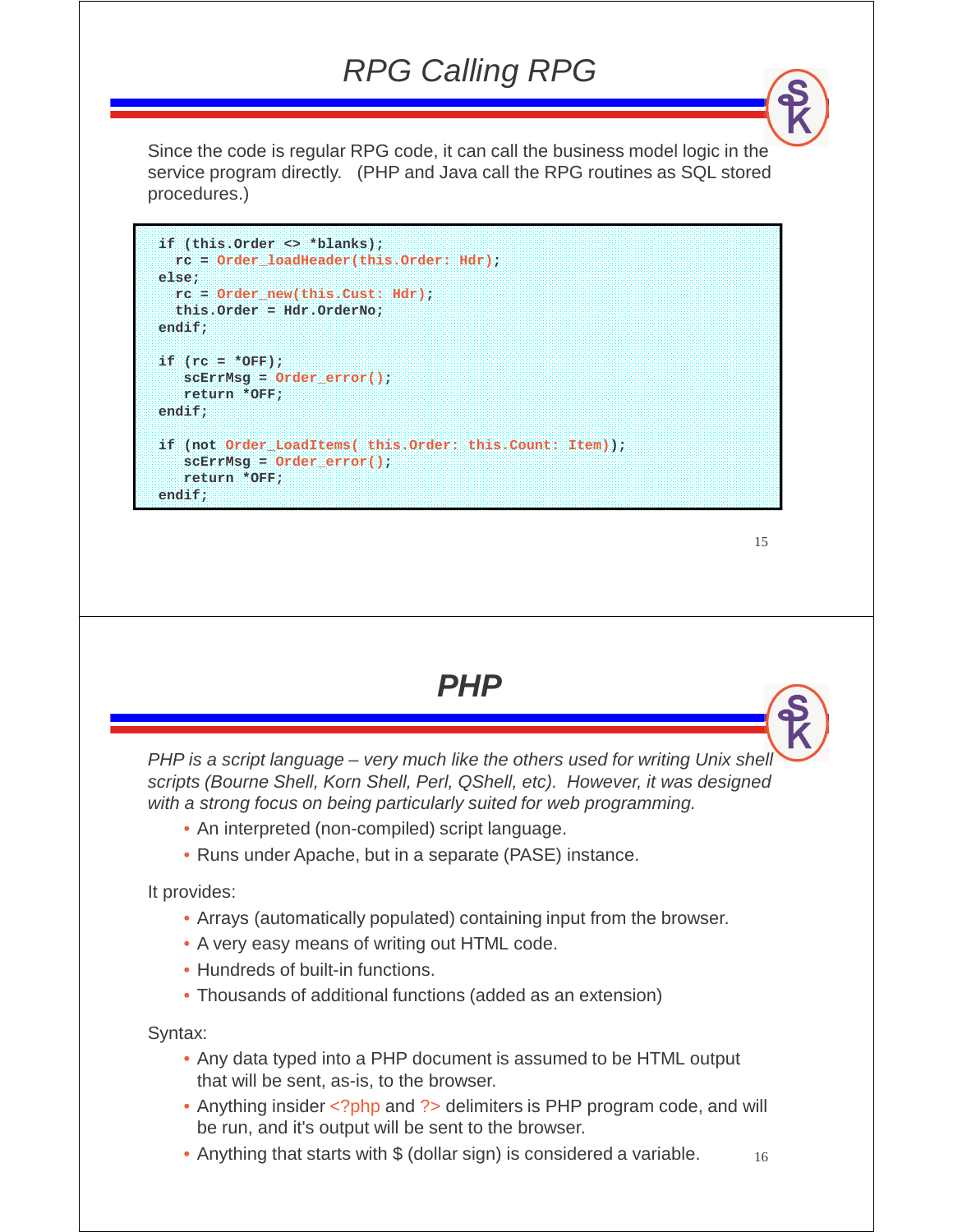# RPG Calling RPG

Since the code is regular RPG code, it can call the business model logic in the service program directly. (PHP and Java call the RPG routines as SQL stored procedures.)

```
if (this.Order <> *blanks);
  rc = Order_loadHeader(this.Order: Hdr);
else;
  rc = Order_new(this.Cust: Hdr);
  this.Order = Hdr.OrderNo;
endif;

if (rc = *OFF);
   scErrMsg = Order_error();
   return *OFF;
endif;

if (not Order_LoadItems( this.Order: this.Count: Item));
   scErrMsg = Order_error();
   return *OFF;
endif;
```

# PHP

*PHP is a script language – very much like the others used for writing Unix shell scripts (Bourne Shell, Korn Shell, Perl, QShell, etc). However, it was designed with a strong focus on being particularly suited for web programming.*

- An interpreted (non-compiled) script language.
- Runs under Apache, but in a separate (PASE) instance.

It provides:

- Arrays (automatically populated) containing input from the browser.
- A very easy means of writing out HTML code.
- Hundreds of built-in functions.
- Thousands of additional functions (added as an extension)

Syntax:

- Any data typed into a PHP document is assumed to be HTML output that will be sent, as-is, to the browser.
- Anything insider <?php and ?> delimiters is PHP program code, and will be run, and it's output will be sent to the browser.
- Anything that starts with $ (dollar sign) is considered a variable.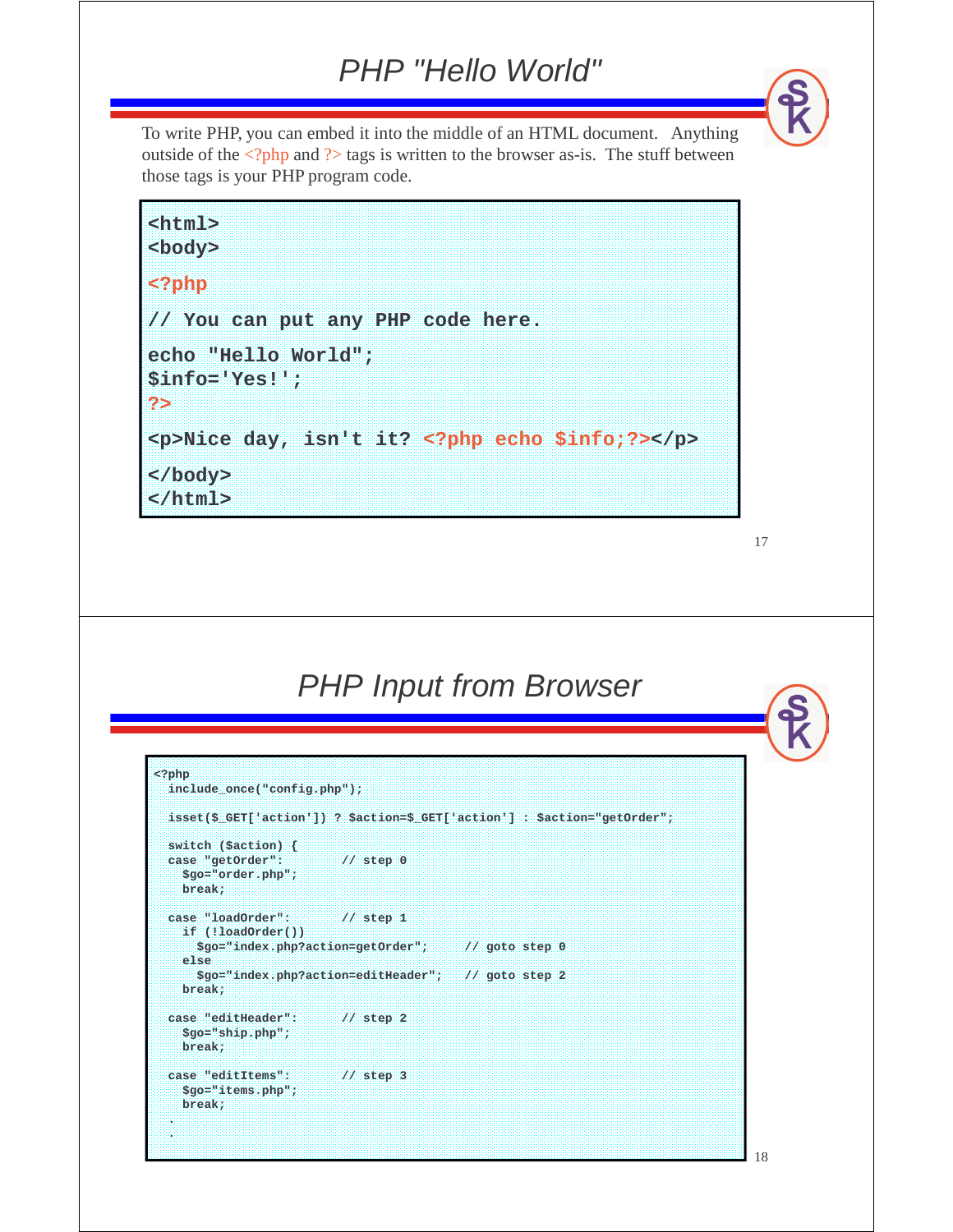# PHP "Hello World"

To write PHP, you can embed it into the middle of an HTML document. Anything outside of the <?php and ?> tags is written to the browser as-is. The stuff between those tags is your PHP program code.

```
<html>
<body>
<?php
// You can put any PHP code here.
echo "Hello World";
$info='Yes!';
?>
<p>Nice day, isn't it? <?php echo $info;?></p>
</body>
</html>
```

# PHP Input from Browser

```
<?php
  include_once("config.php");

  isset($_GET['action']) ? $action=$_GET['action'] : $action="getOrder";

  switch ($action) {
  case "getOrder":        // step 0
    $go="order.php";
    break;

  case "loadOrder":       // step 1
    if (!loadOrder())
      $go="index.php?action=getOrder";     // goto step 0
    else
      $go="index.php?action=editHeader";   // goto step 2
    break;

  case "editHeader":      // step 2
    $go="ship.php";
    break;

  case "editItems":       // step 3
    $go="items.php";
    break;
  .
  .
```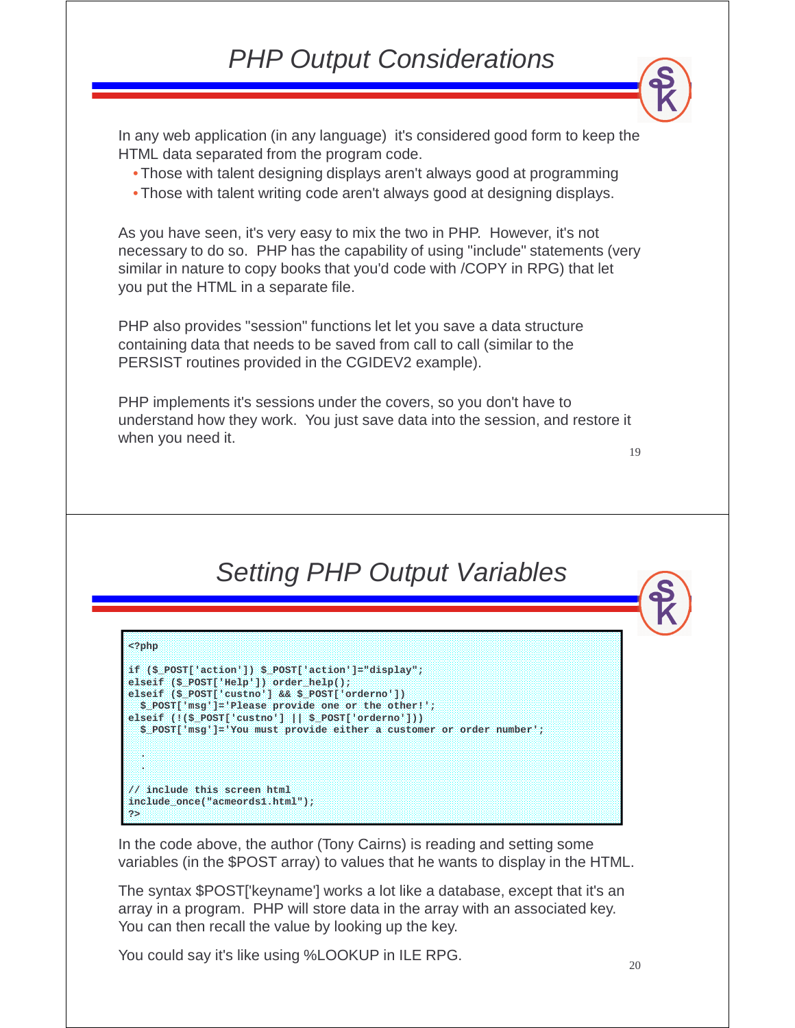# PHP Output Considerations

In any web application (in any language) it's considered good form to keep the HTML data separated from the program code.

- Those with talent designing displays aren't always good at programming
- Those with talent writing code aren't always good at designing displays.

As you have seen, it's very easy to mix the two in PHP. However, it's not necessary to do so. PHP has the capability of using "include" statements (very similar in nature to copy books that you'd code with /COPY in RPG) that let you put the HTML in a separate file.

PHP also provides "session" functions let let you save a data structure containing data that needs to be saved from call to call (similar to the PERSIST routines provided in the CGIDEV2 example).

PHP implements it's sessions under the covers, so you don't have to understand how they work. You just save data into the session, and restore it when you need it.

# Setting PHP Output Variables

```
<?php

if ($_POST['action']) $_POST['action']="display";
elseif ($_POST['Help']) order_help();
elseif ($_POST['custno'] && $_POST['orderno'])
  $_POST['msg']='Please provide one or the other!';
elseif (!($_POST['custno'] || $_POST['orderno']))
  $_POST['msg']='You must provide either a customer or order number';

  .
  .

// include this screen html
include_once("acmeords1.html");
?>
```

In the code above, the author (Tony Cairns) is reading and setting some variables (in the $POST array) to values that he wants to display in the HTML.

The syntax $POST['keyname'] works a lot like a database, except that it's an array in a program. PHP will store data in the array with an associated key. You can then recall the value by looking up the key.

You could say it's like using %LOOKUP in ILE RPG.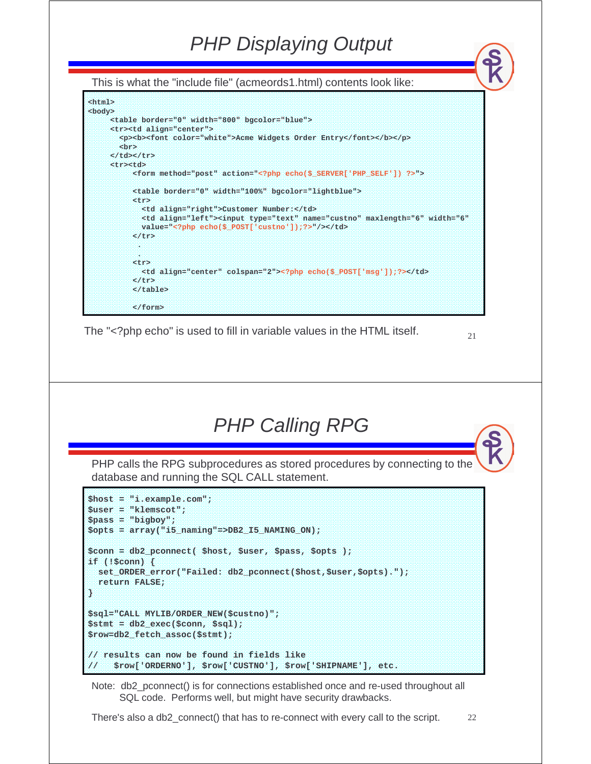## PHP Displaying Output

This is what the "include file" (acmeords1.html) contents look like:

```
<html>
<body>
     <table border="0" width="800" bgcolor="blue">
     <tr><td align="center">
       <p><b><font color="white">Acme Widgets Order Entry</font></b></p>
       <br>
     </td></tr>
     <tr><td>
          <form method="post" action="<?php echo($_SERVER['PHP_SELF']) ?>">

          <table border="0" width="100%" bgcolor="lightblue">
          <tr>
            <td align="right">Customer Number:</td>
            <td align="left"><input type="text" name="custno" maxlength="6" width="6"
            value="<?php echo($_POST['custno']);?>"/></td>
          </tr>
            .
            .
          <tr>
            <td align="center" colspan="2"><?php echo($_POST['msg']);?></td>
          </tr>
          </table>

          </form>
```

The "<?php echo" is used to fill in variable values in the HTML itself.

## PHP Calling RPG

PHP calls the RPG subprocedures as stored procedures by connecting to the database and running the SQL CALL statement.

```
$host = "i.example.com";
$user = "klemscot";
$pass = "bigboy";
$opts = array("i5_naming"=>DB2_I5_NAMING_ON);

$conn = db2_pconnect( $host, $user, $pass, $opts );
if (!$conn) {
  set_ORDER_error("Failed: db2_pconnect($host,$user,$opts).");
  return FALSE;
}

$sql="CALL MYLIB/ORDER_NEW($custno)";
$stmt = db2_exec($conn, $sql);
$row=db2_fetch_assoc($stmt);

// results can now be found in fields like
//    $row['ORDERNO'], $row['CUSTNO'], $row['SHIPNAME'], etc.
```

Note: db2_pconnect() is for connections established once and re-used throughout all SQL code. Performs well, but might have security drawbacks.

There's also a db2_connect() that has to re-connect with every call to the script.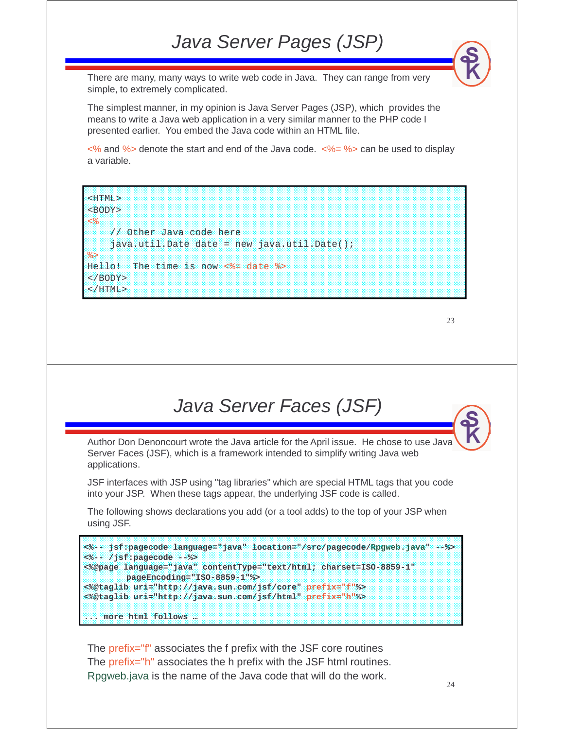# Java Server Pages (JSP)

There are many, many ways to write web code in Java. They can range from very simple, to extremely complicated.

The simplest manner, in my opinion is Java Server Pages (JSP), which provides the means to write a Java web application in a very similar manner to the PHP code I presented earlier. You embed the Java code within an HTML file.

<% and %> denote the start and end of the Java code. <%= %> can be used to display a variable.

```
<HTML>
<BODY>
<%
    // Other Java code here
    java.util.Date date = new java.util.Date();
%>
Hello!  The time is now <%= date %>
</BODY>
</HTML>
```

# Java Server Faces (JSF)

Author Don Denoncourt wrote the Java article for the April issue. He chose to use Java Server Faces (JSF), which is a framework intended to simplify writing Java web applications.

JSF interfaces with JSP using "tag libraries" which are special HTML tags that you code into your JSP. When these tags appear, the underlying JSF code is called.

The following shows declarations you add (or a tool adds) to the top of your JSP when using JSF.

```
<%-- jsf:pagecode language="java" location="/src/pagecode/Rpgweb.java" --%>
<%-- /jsf:pagecode --%>
<%@page language="java" contentType="text/html; charset=ISO-8859-1"
        pageEncoding="ISO-8859-1"%>
<%@taglib uri="http://java.sun.com/jsf/core" prefix="f"%>
<%@taglib uri="http://java.sun.com/jsf/html" prefix="h"%>

... more html follows …
```

The prefix="f" associates the f prefix with the JSF core routines
The prefix="h" associates the h prefix with the JSF html routines.
Rpgweb.java is the name of the Java code that will do the work.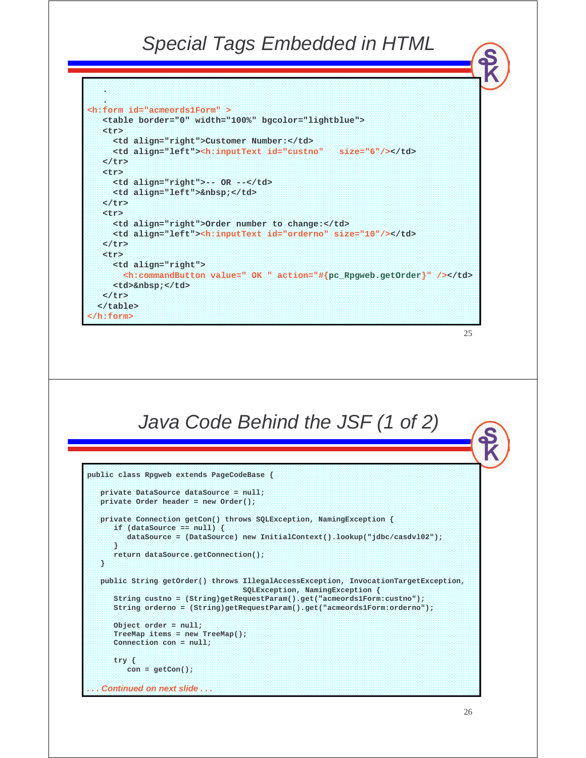# Special Tags Embedded in HTML

```
    .
    .
<h:form id="acmeords1Form" >
   <table border="0" width="100%" bgcolor="lightblue">
   <tr>
     <td align="right">Customer Number:</td>
     <td align="left"><h:inputText id="custno"   size="6"/></td>
   </tr>
   <tr>
     <td align="right">-- OR --</td>
     <td align="left">&nbsp;</td>
   </tr>
   <tr>
     <td align="right">Order number to change:</td>
     <td align="left"><h:inputText id="orderno" size="10"/></td>
   </tr>
   <tr>
     <td align="right">
       <h:commandButton value=" OK " action="#{pc_Rpgweb.getOrder}" /></td>
     <td>&nbsp;</td>
   </tr>
  </table>
</h:form>
```

# Java Code Behind the JSF (1 of 2)

```
public class Rpgweb extends PageCodeBase {

   private DataSource dataSource = null;
   private Order header = new Order();

   private Connection getCon() throws SQLException, NamingException {
      if (dataSource == null) {
         dataSource = (DataSource) new InitialContext().lookup("jdbc/casdvl02");
      }
      return dataSource.getConnection();
   }

   public String getOrder() throws IllegalAccessException, InvocationTargetException,
                                   SQLException, NamingException {
      String custno = (String)getRequestParam().get("acmeords1Form:custno");
      String orderno = (String)getRequestParam().get("acmeords1Form:orderno");

      Object order = null;
      TreeMap items = new TreeMap();
      Connection con = null;

      try {
         con = getCon();

. . . Continued on next slide . . .
```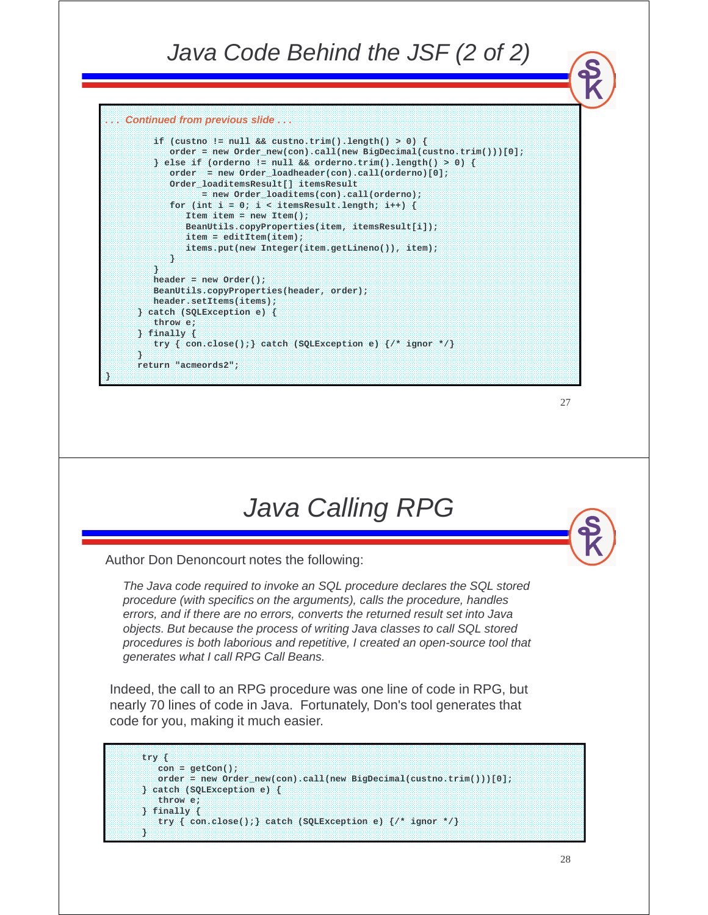## Java Code Behind the JSF (2 of 2)

*. . . Continued from previous slide . . .*

```
        if (custno != null && custno.trim().length() > 0) {
           order = new Order_new(con).call(new BigDecimal(custno.trim()))[0];
        } else if (orderno != null && orderno.trim().length() > 0) {
           order  = new Order_loadheader(con).call(orderno)[0];
           Order_loaditemsResult[] itemsResult
                 = new Order_loaditems(con).call(orderno);
           for (int i = 0; i < itemsResult.length; i++) {
              Item item = new Item();
              BeanUtils.copyProperties(item, itemsResult[i]);
              item = editItem(item);
              items.put(new Integer(item.getLineno()), item);
           }
        }
        header = new Order();
        BeanUtils.copyProperties(header, order);
        header.setItems(items);
     } catch (SQLException e) {
        throw e;
     } finally {
        try { con.close();} catch (SQLException e) {/* ignor */}
     }
     return "acmeords2";
}
```

## Java Calling RPG

Author Don Denoncourt notes the following:

*The Java code required to invoke an SQL procedure declares the SQL stored procedure (with specifics on the arguments), calls the procedure, handles errors, and if there are no errors, converts the returned result set into Java objects. But because the process of writing Java classes to call SQL stored procedures is both laborious and repetitive, I created an open-source tool that generates what I call RPG Call Beans.*

Indeed, the call to an RPG procedure was one line of code in RPG, but nearly 70 lines of code in Java. Fortunately, Don's tool generates that code for you, making it much easier.

```
     try {
        con = getCon();
        order = new Order_new(con).call(new BigDecimal(custno.trim()))[0];
     } catch (SQLException e) {
        throw e;
     } finally {
        try { con.close();} catch (SQLException e) {/* ignor */}
     }
```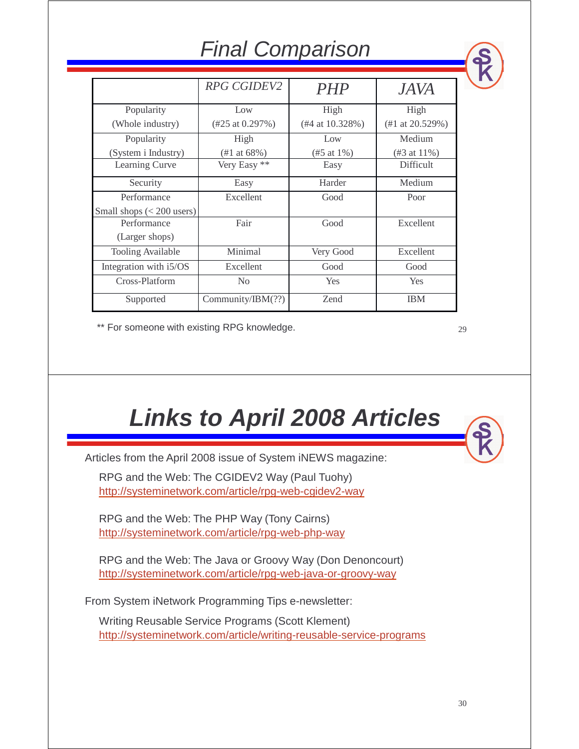# Final Comparison

| | RPG CGIDEV2 | PHP | JAVA |
|---|---|---|---|
| Popularity (Whole industry) | Low (#25 at 0.297%) | High (#4 at 10.328%) | High (#1 at 20.529%) |
| Popularity (System i Industry) | High (#1 at 68%) | Low (#5 at 1%) | Medium (#3 at 11%) |
| Learning Curve | Very Easy ** | Easy | Difficult |
| Security | Easy | Harder | Medium |
| Performance Small shops (< 200 users) | Excellent | Good | Poor |
| Performance (Larger shops) | Fair | Good | Excellent |
| Tooling Available | Minimal | Very Good | Excellent |
| Integration with i5/OS | Excellent | Good | Good |
| Cross-Platform | No | Yes | Yes |
| Supported | Community/IBM(??) | Zend | IBM |

** For someone with existing RPG knowledge.

# Links to April 2008 Articles

Articles from the April 2008 issue of System iNEWS magazine:

RPG and the Web: The CGIDEV2 Way (Paul Tuohy)
http://systeminetwork.com/article/rpg-web-cgidev2-way

RPG and the Web: The PHP Way (Tony Cairns)
http://systeminetwork.com/article/rpg-web-php-way

RPG and the Web: The Java or Groovy Way (Don Denoncourt)
http://systeminetwork.com/article/rpg-web-java-or-groovy-way

From System iNetwork Programming Tips e-newsletter:

Writing Reusable Service Programs (Scott Klement)
http://systeminetwork.com/article/writing-reusable-service-programs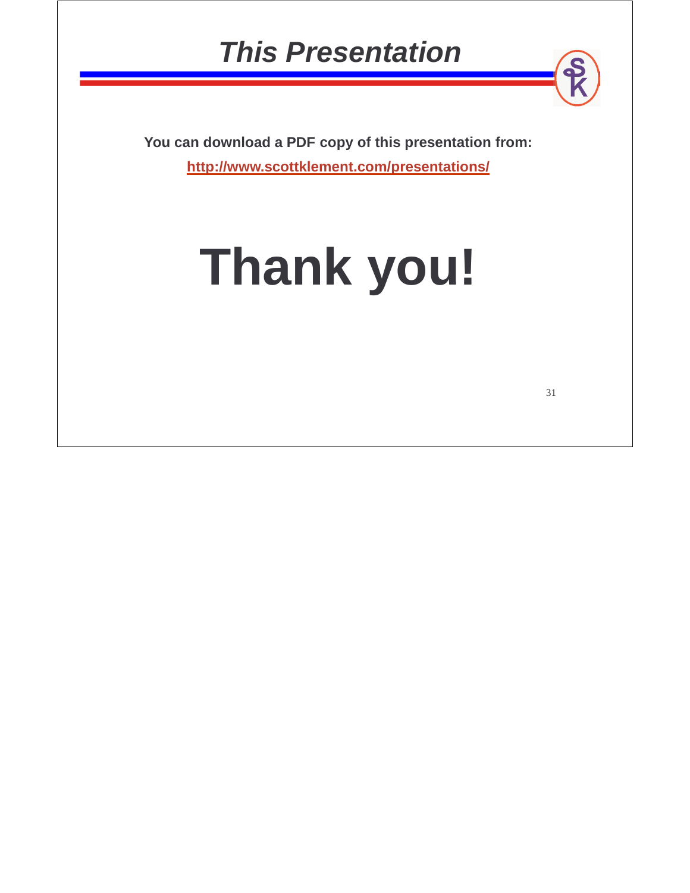# *This Presentation*

**You can download a PDF copy of this presentation from:**

**http://www.scottklement.com/presentations/**

# Thank you!